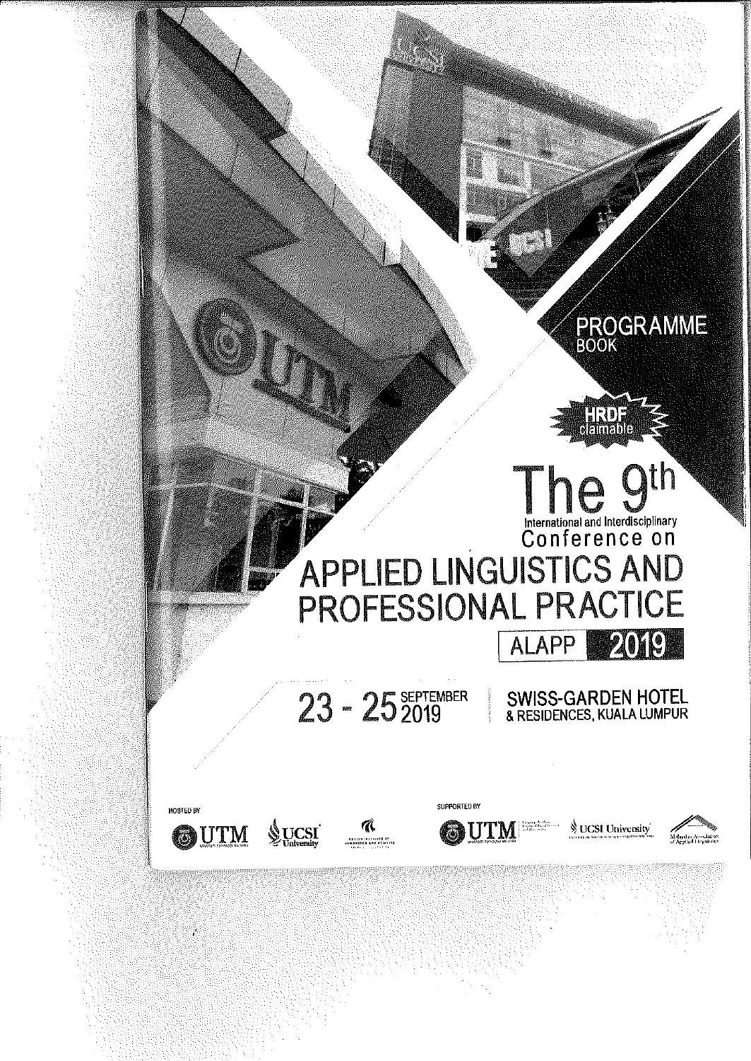PROGRAMME
BOOK

HRDF claimable

# The 9th International and Interdisciplinary Conference on APPLIED LINGUISTICS AND PROFESSIONAL PRACTICE

ALAPP 2019

23 - 25 SEPTEMBER 2019

SWISS-GARDEN HOTEL & RESIDENCES, KUALA LUMPUR

HOSTED BY

UTM | UCSI University

SUPPORTED BY

UTM | UCSI University | Malaysian Association of Applied Linguistics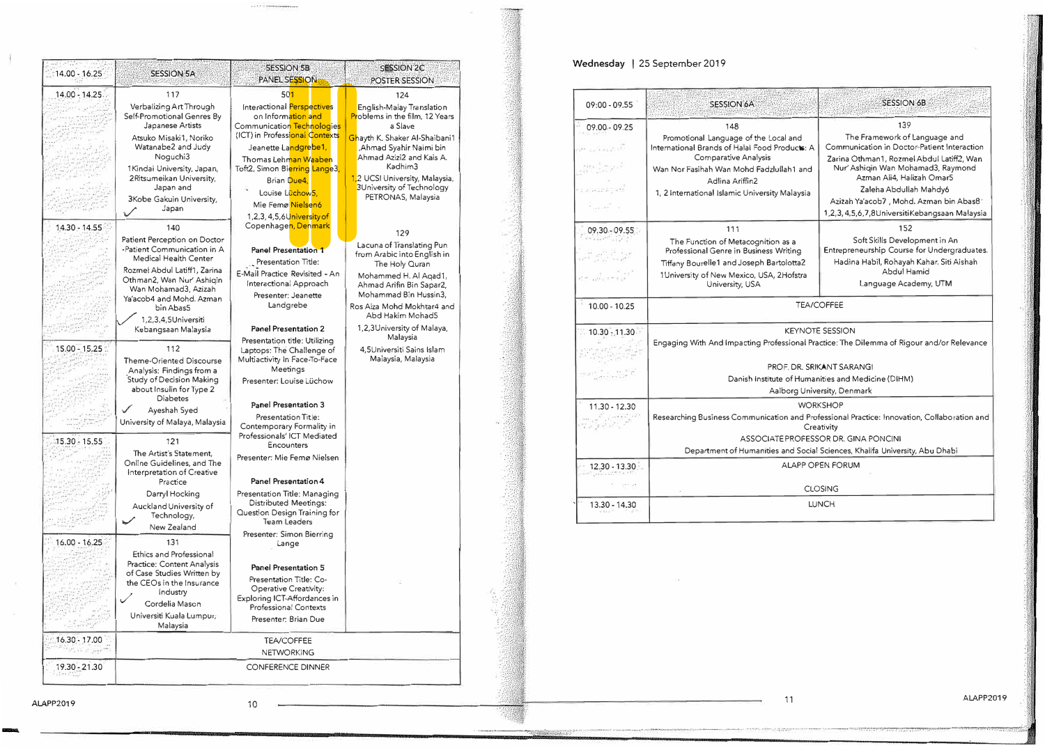| 14.00 - 16.25 | SESSION 5A | SESSION 5B PANEL SESSION | SESSION 2C POSTER SESSION |
|---|---|---|---|
| 14.00 - 14.25 | 117<br>Verbalizing Art Through Self-Promotional Genres By Japanese Artists<br>Atsuko Misaki1, Noriko Watanabe2 and Judy Noguchi3<br>1Kindai University, Japan, 2Ritsumeikan University, Japan and 3Kobe Gakuin University, Japan | 501<br>Interactional Perspectives on Information and Communication Technologies (ICT) in Professional Contexts<br>Jeanette Landgrebe1, Thomas Lehman Waaben Toft2, Simon Bierring Lange3, Brian Due4, Louise Lüchow5, Mie Femø Nielsen6<br>1,2,3,4,5,6University of Copenhagen, Denmark<br><br>**Panel Presentation 1**<br>Presentation Title: E-Mail Practice Revisited - An Interactional Approach<br>Presenter: Jeanette Landgrebe<br><br>**Panel Presentation 2**<br>Presentation title: Utilizing Laptops: The Challenge of Multiactivity In Face-To-Face Meetings<br>Presenter: Louise Lüchow<br><br>**Panel Presentation 3**<br>Presentation Title: Contemporary Formality in Professionals' ICT Mediated Encounters<br>Presenter: Mie Femø Nielsen<br><br>**Panel Presentation 4**<br>Presentation Title: Managing Distributed Meetings: Question Design Training for Team Leaders<br>Presenter: Simon Bierring Lange<br><br>**Panel Presentation 5**<br>Presentation Title: Co-Operative Creativity: Exploring ICT-Affordances in Professional Contexts<br>Presenter: Brian Due | 124<br>English-Malay Translation Problems in the film, 12 Years a Slave<br>Ghayth K. Shaker Al-Shaibani1, Ahmad Syahir Naimi bin Ahmad Azizi2 and Kais A. Kadhim3<br>1,2 UCSI University, Malaysia, 3University of Technology PETRONAS, Malaysia<br><br>129<br>Lacuna of Translating Pun from Arabic into English in The Holy Quran<br>Mohammed H. Al Aqad1, Ahmad Arifin Bin Sapar2, Mohammad Bin Hussin3, Ros Aiza Mohd Mokhtar4 and Abd Hakim Mohad5<br>1,2,3University of Malaya, Malaysia<br>4,5Universiti Sains Islam Malaysia, Malaysia |
| 14.30 - 14.55 | 140<br>Patient Perception on Doctor -Patient Communication in A Medical Health Center<br>Rozmel Abdul Latiff1, Zarina Othman2, Wan Nur' Ashiqin Wan Mohamad3, Azizah Ya'acob4 and Mohd. Azman bin Abas5<br>1,2,3,4,5Universiti Kebangsaan Malaysia | | |
| 15.00 - 15.25 | 112<br>Theme-Oriented Discourse Analysis: Findings from a Study of Decision Making about Insulin for Type 2 Diabetes<br>Ayeshah Syed<br>University of Malaya, Malaysia | | |
| 15.30 - 15.55 | 121<br>The Artist's Statement, Online Guidelines, and The Interpretation of Creative Practice<br>Darryl Hocking<br>Auckland University of Technology, New Zealand | | |
| 16.00 - 16.25 | 131<br>Ethics and Professional Practice: Content Analysis of Case Studies Written by the CEOs in the Insurance Industry<br>Cordelia Mason<br>Universiti Kuala Lumpur, Malaysia | | |
| 16.30 - 17.00 | TEA/COFFEE<br>NETWORKING | | |
| 19.30 - 21.30 | CONFERENCE DINNER | | |

## Wednesday | 25 September 2019

| 09:00 - 09.55 | SESSION 6A | SESSION 6B |
|---|---|---|
| 09.00 - 09.25 | 148<br>Promotional Language of the Local and International Brands of Halal Food Products: A Comparative Analysis<br>Wan Nor Fasihah Wan Mohd Fadzlullah1 and Adlina Ariffin2<br>1, 2 International Islamic University Malaysia | 139<br>The Framework of Language and Communication in Doctor-Patient Interaction<br>Zarina Othman1, Rozmel Abdul Latiff2, Wan Nur' Ashiqin Wan Mohamad3, Raymond Azman Ali4, Halizah Omar5<br>Zaleha Abdullah Mahdy6<br>Azizah Ya'acob7, Mohd. Azman bin Abas8<br>1,2,3,4,5,6,7,8UniversitiKebangsaan Malaysia |
| 09.30 - 09.55 | 111<br>The Function of Metacognition as a Professional Genre in Business Writing<br>Tiffany Bourelle1 and Joseph Bartolotta2<br>1University of New Mexico, USA, 2Hofstra University, USA | 152<br>Soft Skills Development in An Entrepreneurship Course for Undergraduates.<br>Hadina Habil, Rohayah Kahar, Siti Aishah Abdul Hamid<br>Language Academy, UTM |
| 10.00 - 10.25 | TEA/COFFEE | |
| 10.30 - 11.30 | KEYNOTE SESSION<br>Engaging With And Impacting Professional Practice: The Dilemma of Rigour and/or Relevance<br>PROF. DR. SRIKANT SARANGI<br>Danish Institute of Humanities and Medicine (DIHM)<br>Aalborg University, Denmark | |
| 11.30 - 12.30 | WORKSHOP<br>Researching Business Communication and Professional Practice: Innovation, Collaboration and Creativity<br>ASSOCIATE PROFESSOR DR. GINA PONCINI<br>Department of Humanities and Social Sciences, Khalifa University, Abu Dhabi | |
| 12.30 - 13.30 | ALAPP OPEN FORUM<br>CLOSING | |
| 13.30 - 14.30 | LUNCH | |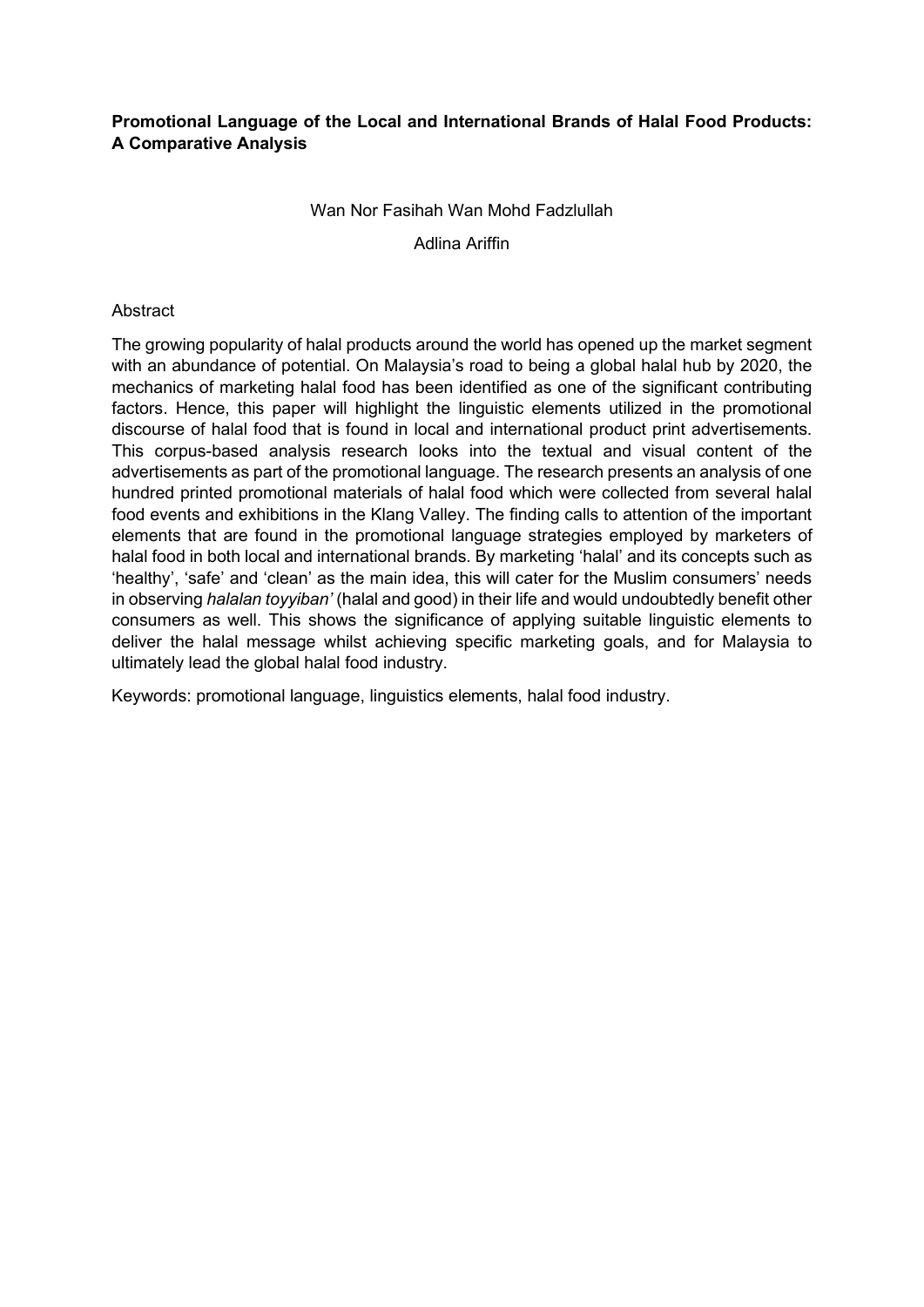**Promotional Language of the Local and International Brands of Halal Food Products: A Comparative Analysis**

Wan Nor Fasihah Wan Mohd Fadzlullah

Adlina Ariffin

Abstract

The growing popularity of halal products around the world has opened up the market segment with an abundance of potential. On Malaysia's road to being a global halal hub by 2020, the mechanics of marketing halal food has been identified as one of the significant contributing factors. Hence, this paper will highlight the linguistic elements utilized in the promotional discourse of halal food that is found in local and international product print advertisements. This corpus-based analysis research looks into the textual and visual content of the advertisements as part of the promotional language. The research presents an analysis of one hundred printed promotional materials of halal food which were collected from several halal food events and exhibitions in the Klang Valley. The finding calls to attention of the important elements that are found in the promotional language strategies employed by marketers of halal food in both local and international brands. By marketing 'halal' and its concepts such as 'healthy', 'safe' and 'clean' as the main idea, this will cater for the Muslim consumers' needs in observing *halalan toyyiban'* (halal and good) in their life and would undoubtedly benefit other consumers as well. This shows the significance of applying suitable linguistic elements to deliver the halal message whilst achieving specific marketing goals, and for Malaysia to ultimately lead the global halal food industry.

Keywords: promotional language, linguistics elements, halal food industry.